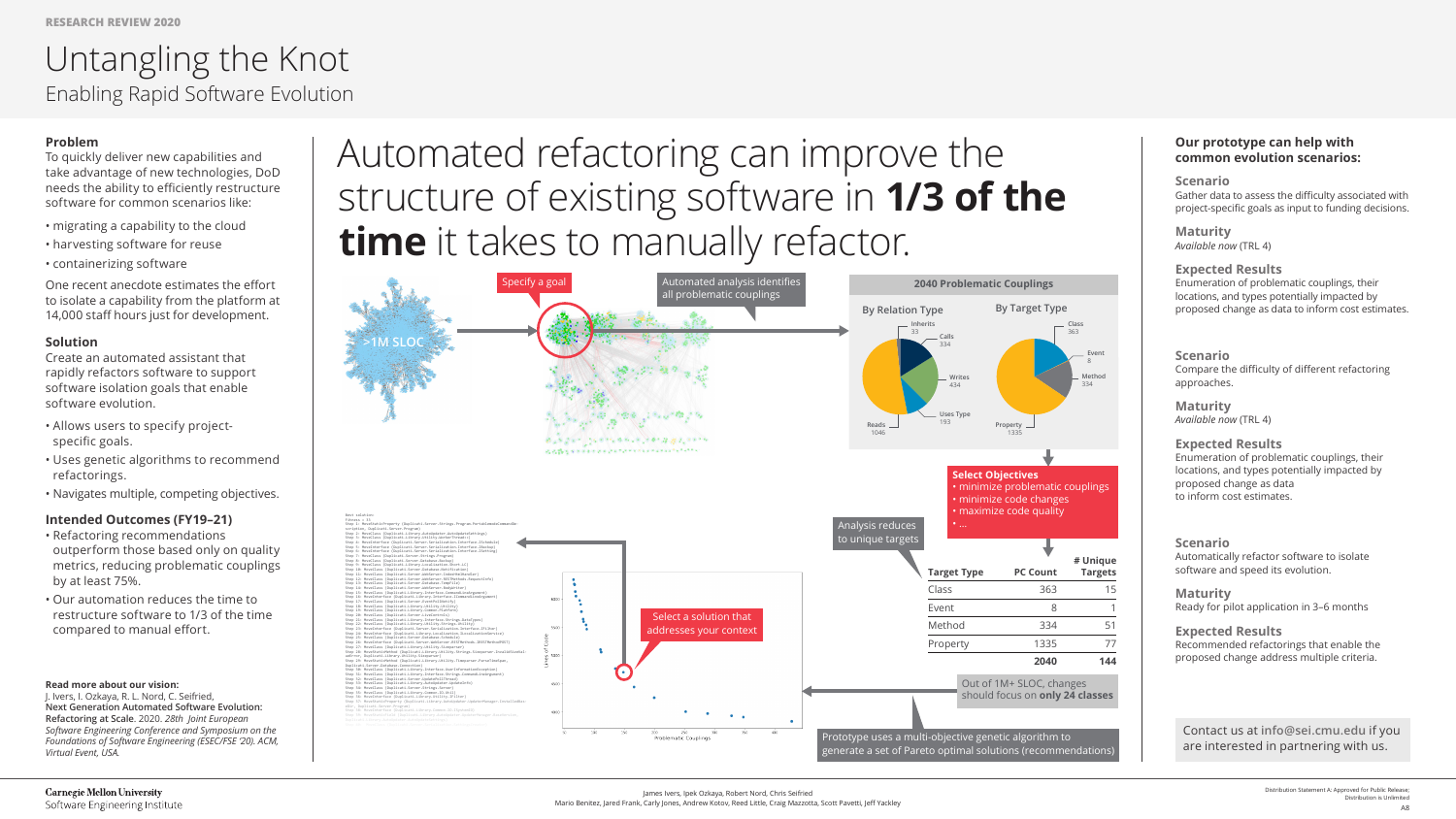RESEARCH REVIEW 2020

# Untangling the Knot

## Enabling Rapid Software Evolution

### Problem

To quickly deliver new capabilities and take advantage of new technologies, DoD needs the ability to efficiently restructure software for common scenarios like:

- migrating a capability to the cloud
- harvesting software for reuse
- containerizing software

One recent anecdote estimates the effort to isolate a capability from the platform at 14,000 staff hours just for development.

### Solution

Create an automated assistant that rapidly refactors software to support software isolation goals that enable software evolution.

- Allows users to specify project-specific goals.
- Uses genetic algorithms to recommend refactorings.
- Navigates multiple, competing objectives.

### Intended Outcomes (FY19–21)

- Refactoring recommendations outperform those based only on quality metrics, reducing problematic couplings by at least 75%.
- Our automation reduces the time to restructure software to 1/3 of the time compared to manual effort.

**Read more about our vision:**
J. Ivers, I. Ozkaya, R. L. Nord, C. Seifried, **Next Generation Automated Software Evolution: Refactoring at Scale**. 2020. *28th Joint European Software Engineering Conference and Symposium on the Foundations of Software Engineering (ESEC/FSE '20). ACM, Virtual Event, USA.*

# Automated refactoring can improve the structure of existing software in **1/3 of the time** it takes to manually refactor.

>1M SLOC

Specify a goal

Automated analysis identifies all problematic couplings

**2040 Problematic Couplings**

By Relation Type: Inherits 33, Calls 334, Writes 434, Uses Type 193, Reads 1046

By Target Type: Class 363, Event 8, Method 334, Property 1335

**Select Objectives**
- minimize problematic couplings
- minimize code changes
- maximize code quality
- ...

Analysis reduces to unique targets

| Target Type | PC Count | # Unique Targets |
|---|---|---|
| Class | 363 | 15 |
| Event | 8 | 1 |
| Method | 334 | 51 |
| Property | 1335 | 77 |
| | **2040** | **144** |

Out of 1M+ SLOC, changes should focus on **only 24 classes**

Select a solution that addresses your context

Prototype uses a multi-objective genetic algorithm to generate a set of Pareto optimal solutions (recommendations)

### Our prototype can help with common evolution scenarios:

**Scenario**
Gather data to assess the difficulty associated with project-specific goals as input to funding decisions.

**Maturity**
*Available now* (TRL 4)

**Expected Results**
Enumeration of problematic couplings, their locations, and types potentially impacted by proposed change as data to inform cost estimates.

**Scenario**
Compare the difficulty of different refactoring approaches.

**Maturity**
*Available now* (TRL 4)

**Expected Results**
Enumeration of problematic couplings, their locations, and types potentially impacted by proposed change as data to inform cost estimates.

**Scenario**
Automatically refactor software to isolate software and speed its evolution.

**Maturity**
Ready for pilot application in 3–6 months

**Expected Results**
Recommended refactorings that enable the proposed change address multiple criteria.

Contact us at info@sei.cmu.edu if you are interested in partnering with us.

Carnegie Mellon University
Software Engineering Institute

James Ivers, Ipek Ozkaya, Robert Nord, Chris Seifried
Mario Benitez, Jared Frank, Carly Jones, Andrew Kotov, Reed Little, Craig Mazzotta, Scott Pavetti, Jeff Yackley

Distribution Statement A: Approved for Public Release; Distribution is Unlimited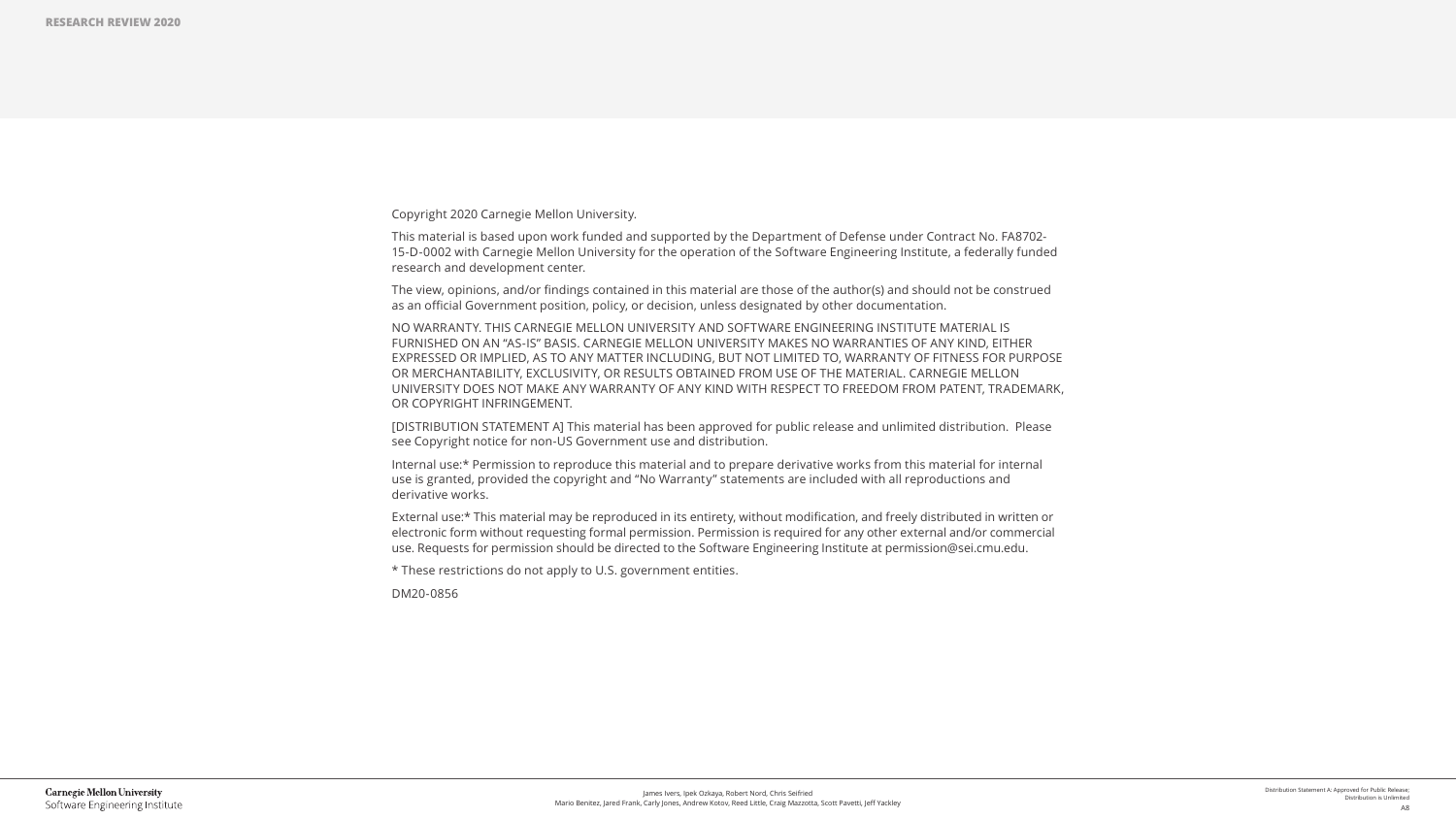Copyright 2020 Carnegie Mellon University.

This material is based upon work funded and supported by the Department of Defense under Contract No. FA8702-15-D-0002 with Carnegie Mellon University for the operation of the Software Engineering Institute, a federally funded research and development center.

The view, opinions, and/or findings contained in this material are those of the author(s) and should not be construed as an official Government position, policy, or decision, unless designated by other documentation.

NO WARRANTY. THIS CARNEGIE MELLON UNIVERSITY AND SOFTWARE ENGINEERING INSTITUTE MATERIAL IS FURNISHED ON AN "AS-IS" BASIS. CARNEGIE MELLON UNIVERSITY MAKES NO WARRANTIES OF ANY KIND, EITHER EXPRESSED OR IMPLIED, AS TO ANY MATTER INCLUDING, BUT NOT LIMITED TO, WARRANTY OF FITNESS FOR PURPOSE OR MERCHANTABILITY, EXCLUSIVITY, OR RESULTS OBTAINED FROM USE OF THE MATERIAL. CARNEGIE MELLON UNIVERSITY DOES NOT MAKE ANY WARRANTY OF ANY KIND WITH RESPECT TO FREEDOM FROM PATENT, TRADEMARK, OR COPYRIGHT INFRINGEMENT.

[DISTRIBUTION STATEMENT A] This material has been approved for public release and unlimited distribution. Please see Copyright notice for non-US Government use and distribution.

Internal use:* Permission to reproduce this material and to prepare derivative works from this material for internal use is granted, provided the copyright and "No Warranty" statements are included with all reproductions and derivative works.

External use:* This material may be reproduced in its entirety, without modification, and freely distributed in written or electronic form without requesting formal permission. Permission is required for any other external and/or commercial use. Requests for permission should be directed to the Software Engineering Institute at permission@sei.cmu.edu.

* These restrictions do not apply to U.S. government entities.

DM20-0856